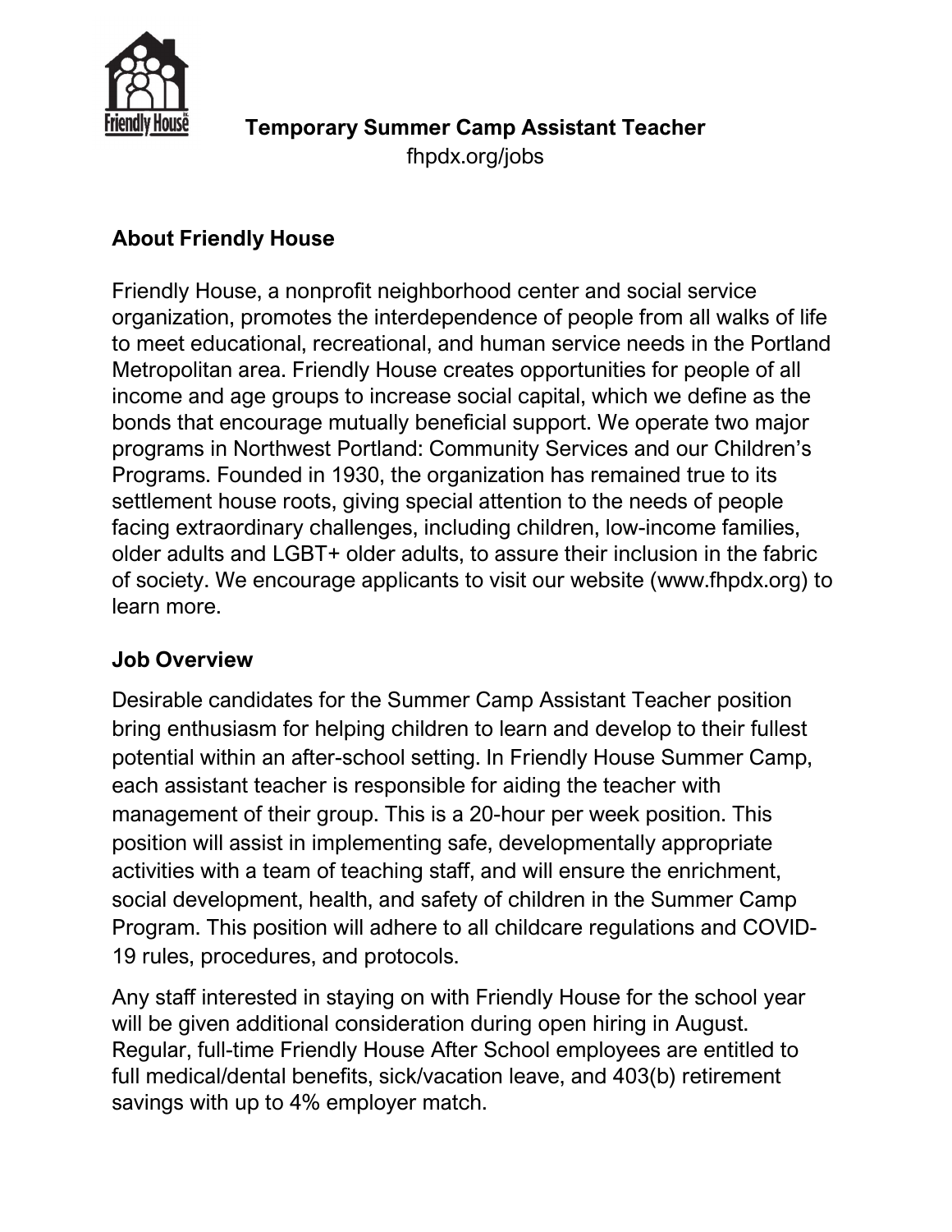# Temporary Summer Camp Assistant Teacher

fhpdx.org/jobs

## About Friendly House

Friendly House, a nonprofit neighborhood center and social service organization, promotes the interdependence of people from all walks of life to meet educational, recreational, and human service needs in the Portland Metropolitan area. Friendly House creates opportunities for people of all income and age groups to increase social capital, which we define as the bonds that encourage mutually beneficial support. We operate two major programs in Northwest Portland: Community Services and our Children's Programs. Founded in 1930, the organization has remained true to its settlement house roots, giving special attention to the needs of people facing extraordinary challenges, including children, low-income families, older adults and LGBT+ older adults, to assure their inclusion in the fabric of society. We encourage applicants to visit our website (www.fhpdx.org) to learn more.

## Job Overview

Desirable candidates for the Summer Camp Assistant Teacher position bring enthusiasm for helping children to learn and develop to their fullest potential within an after-school setting. In Friendly House Summer Camp, each assistant teacher is responsible for aiding the teacher with management of their group. This is a 20-hour per week position. This position will assist in implementing safe, developmentally appropriate activities with a team of teaching staff, and will ensure the enrichment, social development, health, and safety of children in the Summer Camp Program. This position will adhere to all childcare regulations and COVID-19 rules, procedures, and protocols.

Any staff interested in staying on with Friendly House for the school year will be given additional consideration during open hiring in August. Regular, full-time Friendly House After School employees are entitled to full medical/dental benefits, sick/vacation leave, and 403(b) retirement savings with up to 4% employer match.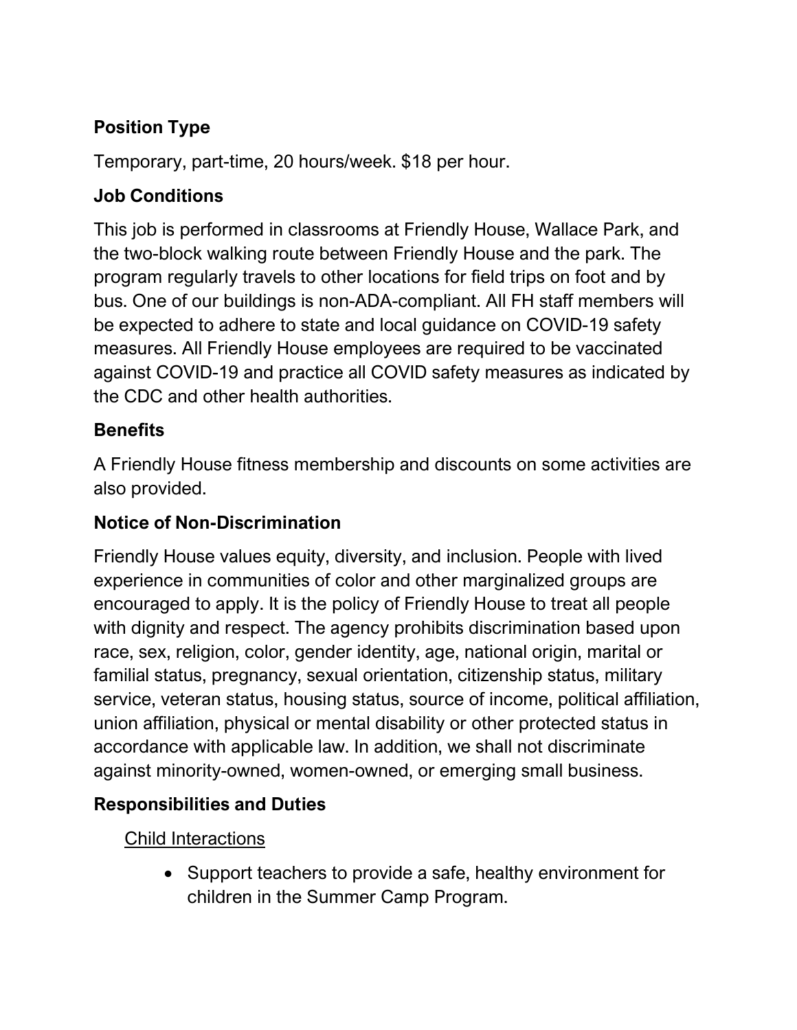### Position Type

Temporary, part-time, 20 hours/week. $18 per hour.

### Job Conditions

This job is performed in classrooms at Friendly House, Wallace Park, and the two-block walking route between Friendly House and the park. The program regularly travels to other locations for field trips on foot and by bus. One of our buildings is non-ADA-compliant. All FH staff members will be expected to adhere to state and local guidance on COVID-19 safety measures. All Friendly House employees are required to be vaccinated against COVID-19 and practice all COVID safety measures as indicated by the CDC and other health authorities.

### Benefits

A Friendly House fitness membership and discounts on some activities are also provided.

### Notice of Non-Discrimination

Friendly House values equity, diversity, and inclusion. People with lived experience in communities of color and other marginalized groups are encouraged to apply. It is the policy of Friendly House to treat all people with dignity and respect. The agency prohibits discrimination based upon race, sex, religion, color, gender identity, age, national origin, marital or familial status, pregnancy, sexual orientation, citizenship status, military service, veteran status, housing status, source of income, political affiliation, union affiliation, physical or mental disability or other protected status in accordance with applicable law. In addition, we shall not discriminate against minority-owned, women-owned, or emerging small business.

### Responsibilities and Duties

<u>Child Interactions</u>

- Support teachers to provide a safe, healthy environment for children in the Summer Camp Program.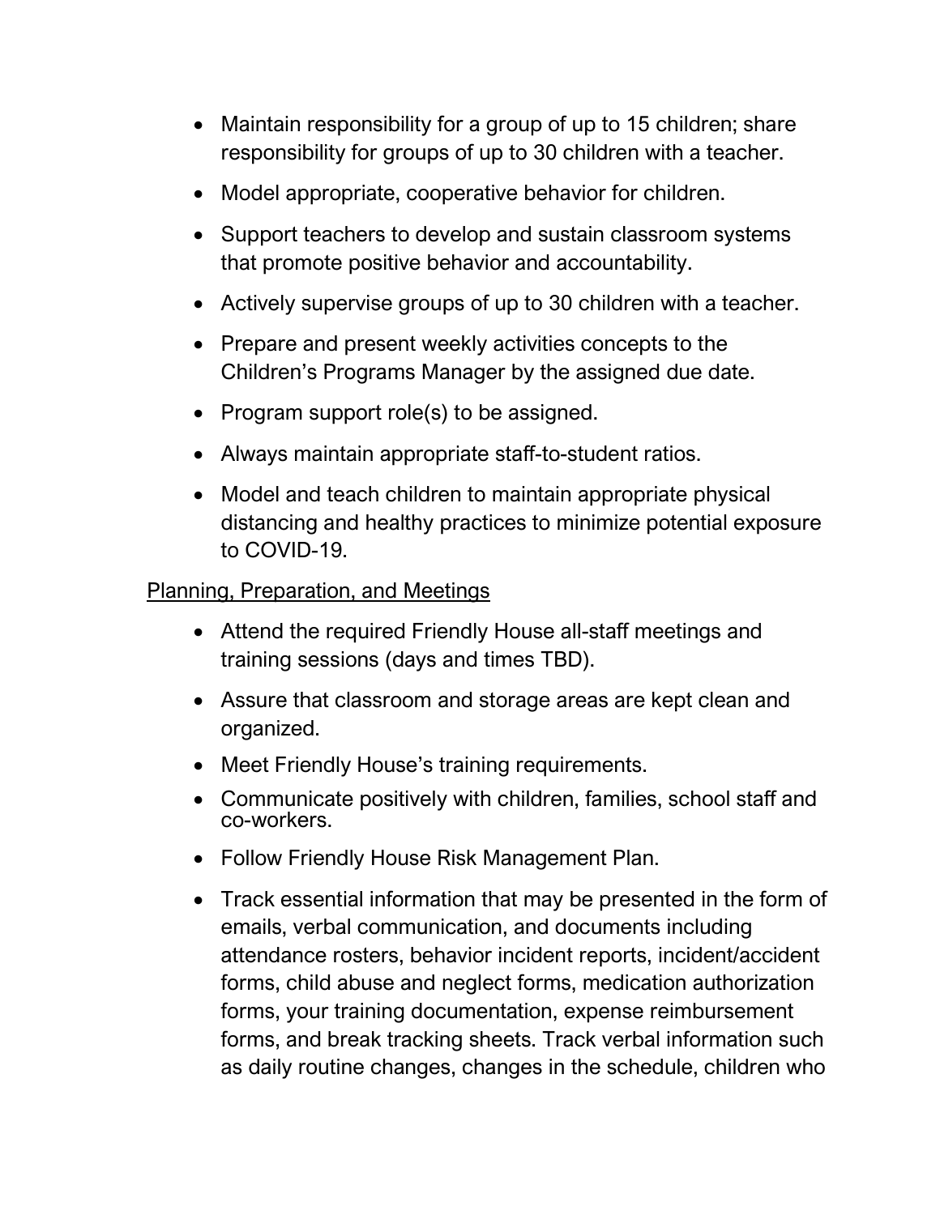- Maintain responsibility for a group of up to 15 children; share responsibility for groups of up to 30 children with a teacher.
- Model appropriate, cooperative behavior for children.
- Support teachers to develop and sustain classroom systems that promote positive behavior and accountability.
- Actively supervise groups of up to 30 children with a teacher.
- Prepare and present weekly activities concepts to the Children's Programs Manager by the assigned due date.
- Program support role(s) to be assigned.
- Always maintain appropriate staff-to-student ratios.
- Model and teach children to maintain appropriate physical distancing and healthy practices to minimize potential exposure to COVID-19.

<u>Planning, Preparation, and Meetings</u>

- Attend the required Friendly House all-staff meetings and training sessions (days and times TBD).
- Assure that classroom and storage areas are kept clean and organized.
- Meet Friendly House's training requirements.
- Communicate positively with children, families, school staff and co-workers.
- Follow Friendly House Risk Management Plan.
- Track essential information that may be presented in the form of emails, verbal communication, and documents including attendance rosters, behavior incident reports, incident/accident forms, child abuse and neglect forms, medication authorization forms, your training documentation, expense reimbursement forms, and break tracking sheets. Track verbal information such as daily routine changes, changes in the schedule, children who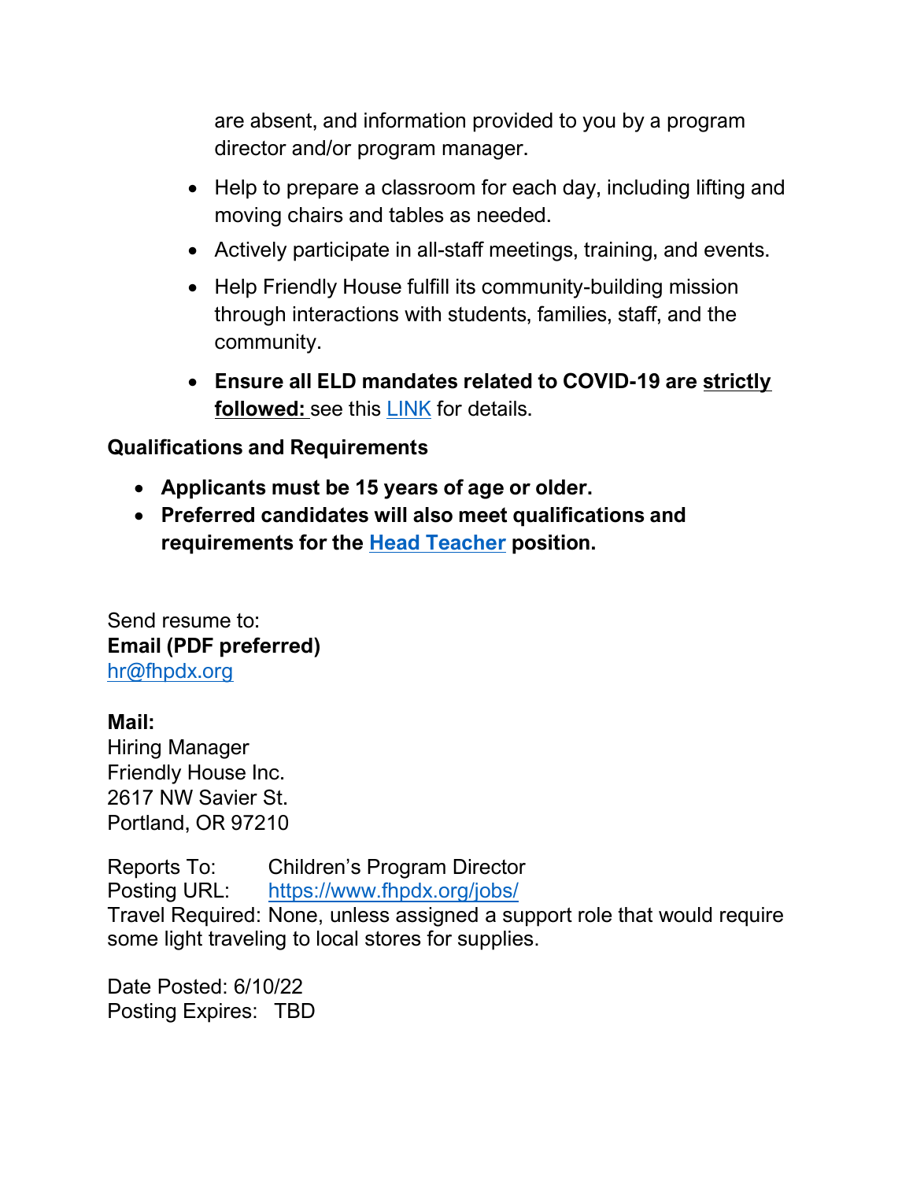are absent, and information provided to you by a program director and/or program manager.

- Help to prepare a classroom for each day, including lifting and moving chairs and tables as needed.
- Actively participate in all-staff meetings, training, and events.
- Help Friendly House fulfill its community-building mission through interactions with students, families, staff, and the community.
- **Ensure all ELD mandates related to COVID-19 are <u>strictly followed:</u>** see this [LINK](#) for details.

**Qualifications and Requirements**

- **Applicants must be 15 years of age or older.**
- **Preferred candidates will also meet qualifications and requirements for the [Head Teacher](#) position.**

Send resume to:
**Email (PDF preferred)**
[hr@fhpdx.org](mailto:hr@fhpdx.org)

**Mail:**
Hiring Manager
Friendly House Inc.
2617 NW Savier St.
Portland, OR 97210

Reports To: Children's Program Director
Posting URL: [https://www.fhpdx.org/jobs/](https://www.fhpdx.org/jobs/)
Travel Required: None, unless assigned a support role that would require some light traveling to local stores for supplies.

Date Posted: 6/10/22
Posting Expires: TBD